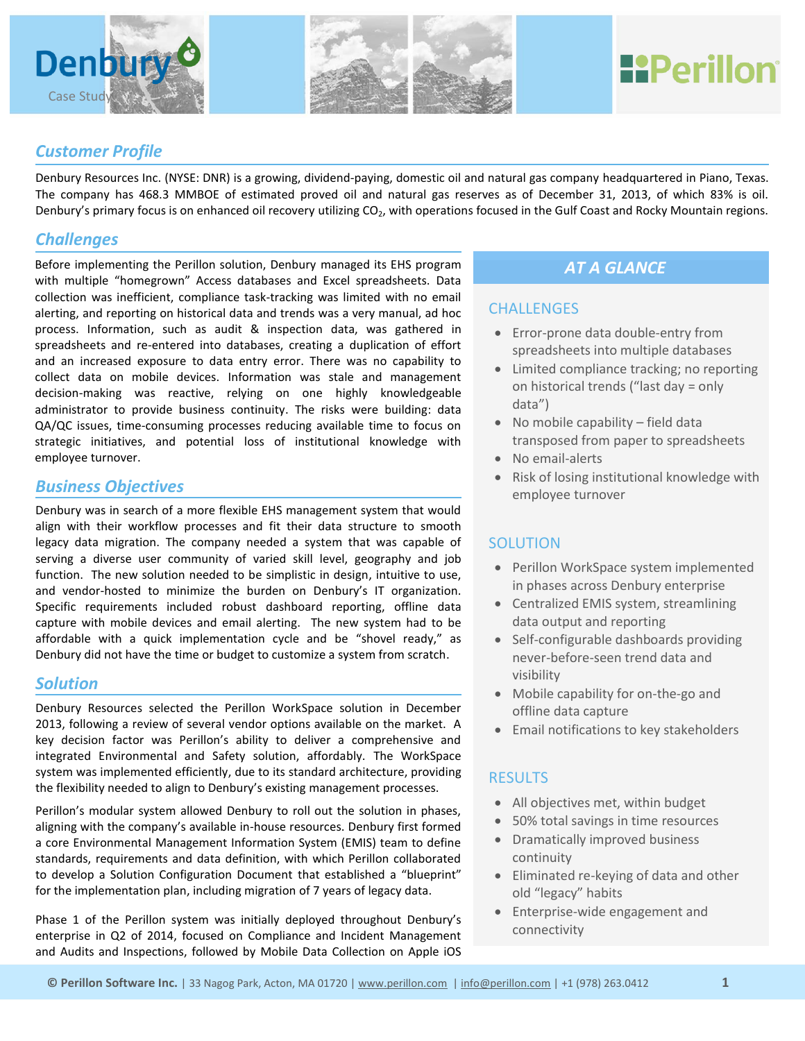Denbury

Case Study

Perillon

## Customer Profile

Denbury Resources Inc. (NYSE: DNR) is a growing, dividend-paying, domestic oil and natural gas company headquartered in Piano, Texas. The company has 468.3 MMBOE of estimated proved oil and natural gas reserves as of December 31, 2013, of which 83% is oil. Denbury's primary focus is on enhanced oil recovery utilizing $CO_2$, with operations focused in the Gulf Coast and Rocky Mountain regions.

## Challenges

Before implementing the Perillon solution, Denbury managed its EHS program with multiple "homegrown" Access databases and Excel spreadsheets. Data collection was inefficient, compliance task-tracking was limited with no email alerting, and reporting on historical data and trends was a very manual, ad hoc process. Information, such as audit & inspection data, was gathered in spreadsheets and re-entered into databases, creating a duplication of effort and an increased exposure to data entry error. There was no capability to collect data on mobile devices. Information was stale and management decision-making was reactive, relying on one highly knowledgeable administrator to provide business continuity. The risks were building: data QA/QC issues, time-consuming processes reducing available time to focus on strategic initiatives, and potential loss of institutional knowledge with employee turnover.

## Business Objectives

Denbury was in search of a more flexible EHS management system that would align with their workflow processes and fit their data structure to smooth legacy data migration. The company needed a system that was capable of serving a diverse user community of varied skill level, geography and job function. The new solution needed to be simplistic in design, intuitive to use, and vendor-hosted to minimize the burden on Denbury's IT organization. Specific requirements included robust dashboard reporting, offline data capture with mobile devices and email alerting. The new system had to be affordable with a quick implementation cycle and be "shovel ready," as Denbury did not have the time or budget to customize a system from scratch.

## Solution

Denbury Resources selected the Perillon WorkSpace solution in December 2013, following a review of several vendor options available on the market. A key decision factor was Perillon's ability to deliver a comprehensive and integrated Environmental and Safety solution, affordably. The WorkSpace system was implemented efficiently, due to its standard architecture, providing the flexibility needed to align to Denbury's existing management processes.

Perillon's modular system allowed Denbury to roll out the solution in phases, aligning with the company's available in-house resources. Denbury first formed a core Environmental Management Information System (EMIS) team to define standards, requirements and data definition, with which Perillon collaborated to develop a Solution Configuration Document that established a "blueprint" for the implementation plan, including migration of 7 years of legacy data.

Phase 1 of the Perillon system was initially deployed throughout Denbury's enterprise in Q2 of 2014, focused on Compliance and Incident Management and Audits and Inspections, followed by Mobile Data Collection on Apple iOS

## AT A GLANCE

### CHALLENGES

- Error-prone data double-entry from spreadsheets into multiple databases
- Limited compliance tracking; no reporting on historical trends ("last day = only data")
- No mobile capability – field data transposed from paper to spreadsheets
- No email-alerts
- Risk of losing institutional knowledge with employee turnover

### SOLUTION

- Perillon WorkSpace system implemented in phases across Denbury enterprise
- Centralized EMIS system, streamlining data output and reporting
- Self-configurable dashboards providing never-before-seen trend data and visibility
- Mobile capability for on-the-go and offline data capture
- Email notifications to key stakeholders

### RESULTS

- All objectives met, within budget
- 50% total savings in time resources
- Dramatically improved business continuity
- Eliminated re-keying of data and other old "legacy" habits
- Enterprise-wide engagement and connectivity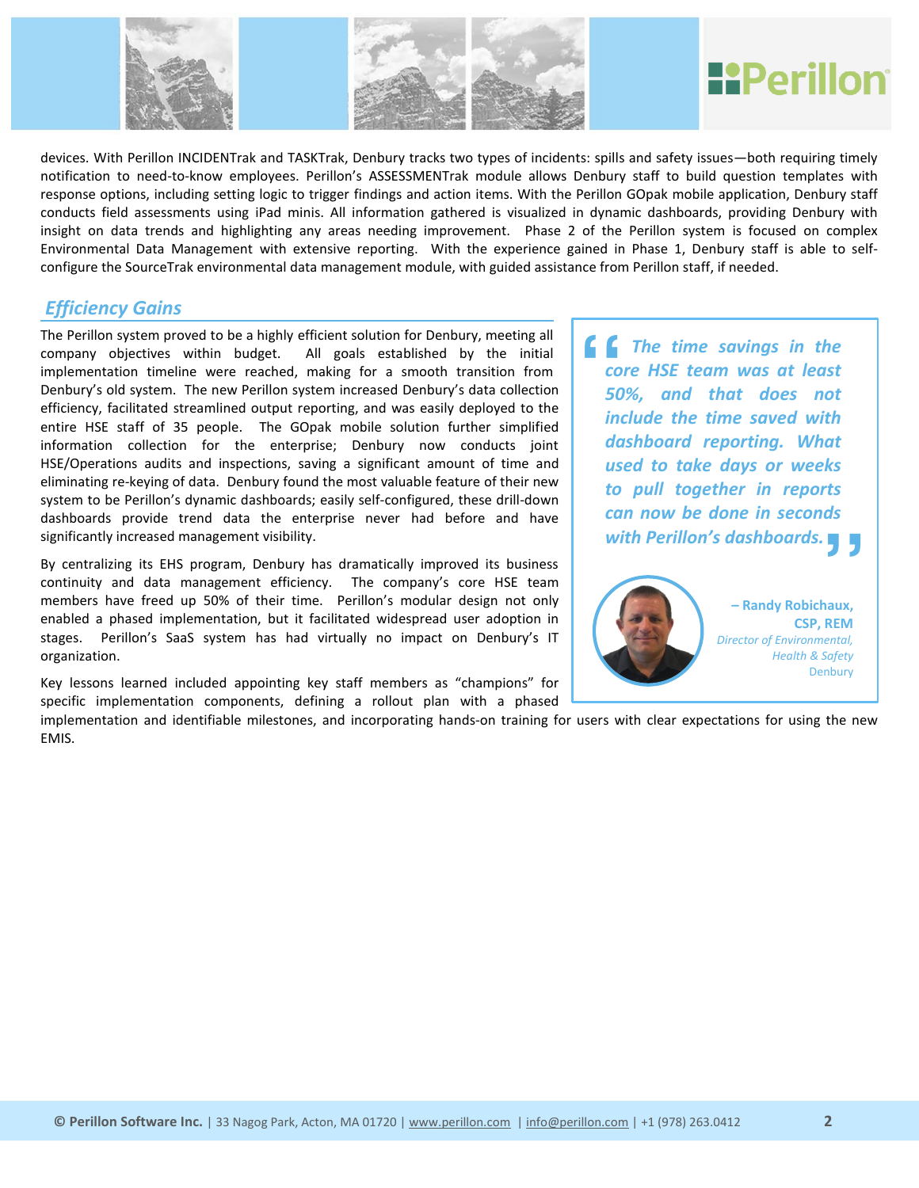devices. With Perillon INCIDENTrak and TASKTrak, Denbury tracks two types of incidents: spills and safety issues—both requiring timely notification to need-to-know employees. Perillon's ASSESSMENTrak module allows Denbury staff to build question templates with response options, including setting logic to trigger findings and action items. With the Perillon GOpak mobile application, Denbury staff conducts field assessments using iPad minis. All information gathered is visualized in dynamic dashboards, providing Denbury with insight on data trends and highlighting any areas needing improvement. Phase 2 of the Perillon system is focused on complex Environmental Data Management with extensive reporting. With the experience gained in Phase 1, Denbury staff is able to self-configure the SourceTrak environmental data management module, with guided assistance from Perillon staff, if needed.

## *Efficiency Gains*

The Perillon system proved to be a highly efficient solution for Denbury, meeting all company objectives within budget. All goals established by the initial implementation timeline were reached, making for a smooth transition from Denbury's old system. The new Perillon system increased Denbury's data collection efficiency, facilitated streamlined output reporting, and was easily deployed to the entire HSE staff of 35 people. The GOpak mobile solution further simplified information collection for the enterprise; Denbury now conducts joint HSE/Operations audits and inspections, saving a significant amount of time and eliminating re-keying of data. Denbury found the most valuable feature of their new system to be Perillon's dynamic dashboards; easily self-configured, these drill-down dashboards provide trend data the enterprise never had before and have significantly increased management visibility.

By centralizing its EHS program, Denbury has dramatically improved its business continuity and data management efficiency. The company's core HSE team members have freed up 50% of their time. Perillon's modular design not only enabled a phased implementation, but it facilitated widespread user adoption in stages. Perillon's SaaS system has had virtually no impact on Denbury's IT organization.

Key lessons learned included appointing key staff members as "champions" for specific implementation components, defining a rollout plan with a phased implementation and identifiable milestones, and incorporating hands-on training for users with clear expectations for using the new EMIS.

> ***"The time savings in the core HSE team was at least 50%, and that does not include the time saved with dashboard reporting. What used to take days or weeks to pull together in reports can now be done in seconds with Perillon's dashboards."***
>
> **– Randy Robichaux, CSP, REM**
> *Director of Environmental, Health & Safety*
> Denbury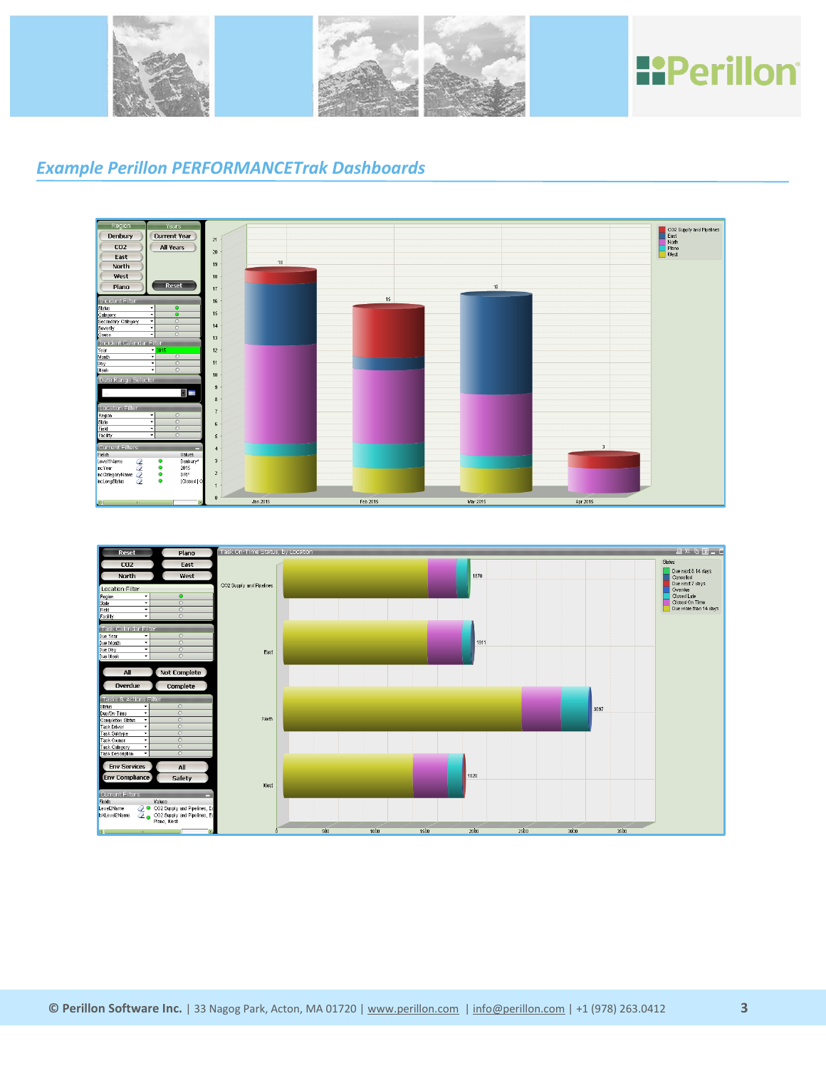## *Example Perillon PERFORMANCETrak Dashboards*

Region
Denbury
CO2
East
North
West
Plano
Years
Current Year
All Years
Reset
Incident Filter
Status
Category
Secondary Category
Severity
Cause
Incident Calendar Filter
Year
2015
Month
Day
Week
Date Range Selector
Location Filter
Region
State
Field
Facility
Current Filters
Fields
Values
Level1Name
Denbury*
incYear
2015
incCategoryName
DRS
incLongStatus
(Closed)

CO2 Supply and Pipelines
East
North
Plano
West

18
15
16
3

Jan 2015
Feb 2015
Mar 2015
Apr 2015

Reset
Plano
CO2
East
North
West
Location Filter
Region
State
Field
Facility
Task Calendar Filter
Due Year
Due Month
Due Day
Due Week
All
Not Complete
Overdue
Complete
Tasks & Actions Filter
Status
Day/On Time
Completion Status
Task Driver
Task Subtype
Task Owner
Task Category
Task Description
Env Services
All
Env Compliance
Safety
Current Filters
Fields
Values
Level2Name
CO2 Supply and Pipelines, E
lxLevel2Name
CO2 Supply and Pipelines, E
Plano, West

Task On-Time Status, by Location

Status
Due next 8-14 days
Cancelled
Due next 7 days
Overdue
Closed Late
Closed On Time
Due more than 14 days

CO2 Supply and Pipelines
1870
East
1911
North
3097
West
1820

0
500
1000
1500
2000
2500
3000
3500

**© Perillon Software Inc.** | 33 Nagog Park, Acton, MA 01720 | www.perillon.com | info@perillon.com | +1 (978) 263.0412